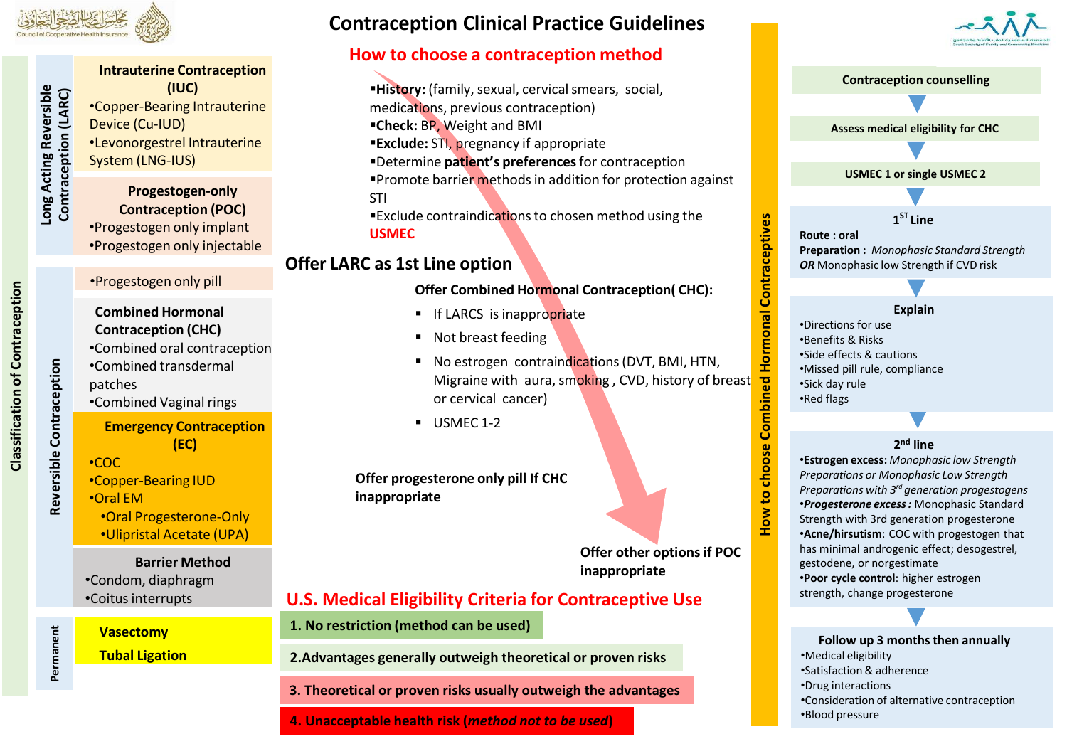# Contraception Clinical Practice Guidelines

## Classification of Contraception

### Long Acting Reversible Contraception (LARC)

**Intrauterine Contraception (IUC)**
- Copper-Bearing Intrauterine Device (Cu-IUD)
- Levonorgestrel Intrauterine System (LNG-IUS)

**Progestogen-only Contraception (POC)**
- Progestogen only implant
- Progestogen only injectable

### Reversible Contraception

- Progestogen only pill

**Combined Hormonal Contraception (CHC)**
- Combined oral contraception
- Combined transdermal patches
- Combined Vaginal rings

**Emergency Contraception (EC)**
- COC
- Copper-Bearing IUD
- Oral EM
  - Oral Progesterone-Only
  - Ulipristal Acetate (UPA)

**Barrier Method**
- Condom, diaphragm
- Coitus interrupts

### Permanent

**Vasectomy**

**Tubal Ligation**

## How to choose a contraception method

- **History:** (family, sexual, cervical smears, social, medications, previous contraception)
- **Check:** BP, Weight and BMI
- **Exclude:** STI, pregnancy if appropriate
- Determine **patient's preferences** for contraception
- Promote barrier methods in addition for protection against STI
- Exclude contraindications to chosen method using the USMEC

### Offer LARC as 1st Line option

**Offer Combined Hormonal Contraception( CHC):**
- If LARCS is inappropriate
- Not breast feeding
- No estrogen contraindications (DVT, BMI, HTN, Migraine with aura, smoking , CVD, history of breast or cervical cancer)
- USMEC 1-2

**Offer progesterone only pill If CHC inappropriate**

**Offer other options if POC inappropriate**

## U.S. Medical Eligibility Criteria for Contraceptive Use

1. No restriction (method can be used)
2. Advantages generally outweigh theoretical or proven risks
3. Theoretical or proven risks usually outweigh the advantages
4. Unacceptable health risk (*method not to be used*)

## How to choose Combined Hormonal Contraceptives

**Contraception counselling**

↓

**Assess medical eligibility for CHC**

↓

**USMEC 1 or single USMEC 2**

↓

**1[ST] Line**

**Route :** oral
**Preparation :** *Monophasic Standard Strength*
***OR*** Monophasic low Strength if CVD risk

↓

**Explain**
- Directions for use
- Benefits & Risks
- Side effects & cautions
- Missed pill rule, compliance
- Sick day rule
- Red flags

↓

**2[nd] line**
- **Estrogen excess:** *Monophasic low Strength Preparations or Monophasic Low Strength Preparations with 3[rd] generation progestogens*
- ***Progesterone excess :*** Monophasic Standard Strength with 3rd generation progesterone
- **Acne/hirsutism**: COC with progestogen that has minimal androgenic effect; desogestrel, gestodene, or norgestimate
- **Poor cycle control**: higher estrogen strength, change progesterone

↓

**Follow up 3 months then annually**
- Medical eligibility
- Satisfaction & adherence
- Drug interactions
- Consideration of alternative contraception
- Blood pressure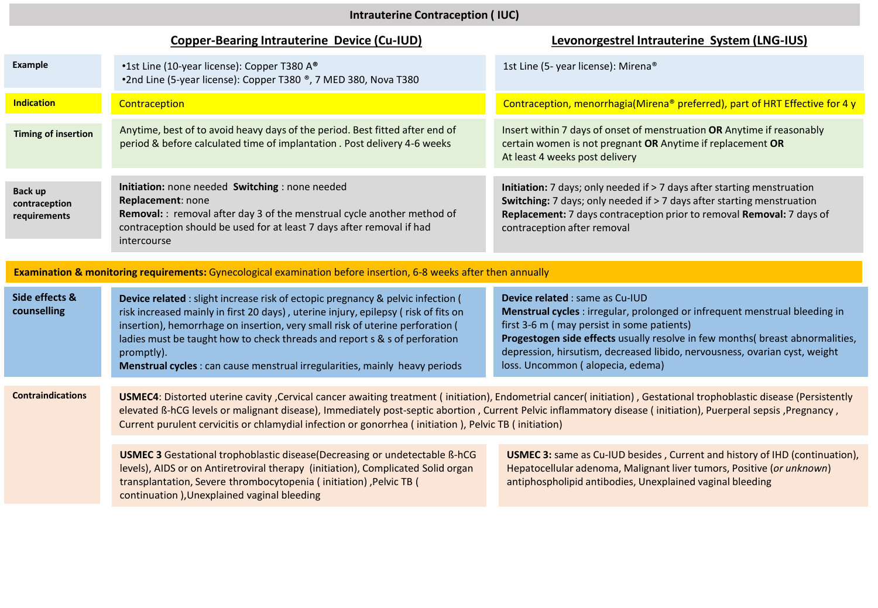# Intrauterine Contraception ( IUC)

| | Copper-Bearing Intrauterine Device (Cu-IUD) | Levonorgestrel Intrauterine System (LNG-IUS) |
|---|---|---|
| **Example** | •1st Line (10-year license): Copper T380 A® <br>•2nd Line (5-year license): Copper T380 ®, 7 MED 380, Nova T380 | 1st Line (5- year license): Mirena® |
| **Indication** | Contraception | Contraception, menorrhagia(Mirena® preferred), part of HRT Effective for 4 y |
| **Timing of insertion** | Anytime, best of to avoid heavy days of the period. Best fitted after end of period & before calculated time of implantation . Post delivery 4-6 weeks | Insert within 7 days of onset of menstruation **OR** Anytime if reasonably certain women is not pregnant **OR** Anytime if replacement **OR** At least 4 weeks post delivery |
| **Back up contraception requirements** | **Initiation:** none needed **Switching** : none needed <br>**Replacement**: none <br>**Removal:** : removal after day 3 of the menstrual cycle another method of contraception should be used for at least 7 days after removal if had intercourse | **Initiation:** 7 days; only needed if > 7 days after starting menstruation <br>**Switching:** 7 days; only needed if > 7 days after starting menstruation <br>**Replacement:** 7 days contraception prior to removal **Removal:** 7 days of contraception after removal |
| **Examination & monitoring requirements:** Gynecological examination before insertion, 6-8 weeks after then annually | | |
| **Side effects & counselling** | **Device related** : slight increase risk of ectopic pregnancy & pelvic infection ( risk increased mainly in first 20 days) , uterine injury, epilepsy ( risk of fits on insertion), hemorrhage on insertion, very small risk of uterine perforation ( ladies must be taught how to check threads and report s & s of perforation promptly). <br>**Menstrual cycles** : can cause menstrual irregularities, mainly heavy periods | **Device related** : same as Cu-IUD <br>**Menstrual cycles** : irregular, prolonged or infrequent menstrual bleeding in first 3-6 m ( may persist in some patients) <br>**Progestogen side effects** usually resolve in few months( breast abnormalities, depression, hirsutism, decreased libido, nervousness, ovarian cyst, weight loss. Uncommon ( alopecia, edema) |
| **Contraindications** | **USMEC4**: Distorted uterine cavity ,Cervical cancer awaiting treatment ( initiation), Endometrial cancer( initiation) , Gestational trophoblastic disease (Persistently elevated ß-hCG levels or malignant disease), Immediately post-septic abortion , Current Pelvic inflammatory disease ( initiation), Puerperal sepsis ,Pregnancy , Current purulent cervicitis or chlamydial infection or gonorrhea ( initiation ), Pelvic TB ( initiation) | |
| | **USMEC 3** Gestational trophoblastic disease(Decreasing or undetectable ß-hCG levels), AIDS or on Antiretroviral therapy (initiation), Complicated Solid organ transplantation, Severe thrombocytopenia ( initiation) ,Pelvic TB ( continuation ),Unexplained vaginal bleeding | **USMEC 3:** same as Cu-IUD besides , Current and history of IHD (continuation), Hepatocellular adenoma, Malignant liver tumors, Positive (*or unknown*) antiphospholipid antibodies, Unexplained vaginal bleeding |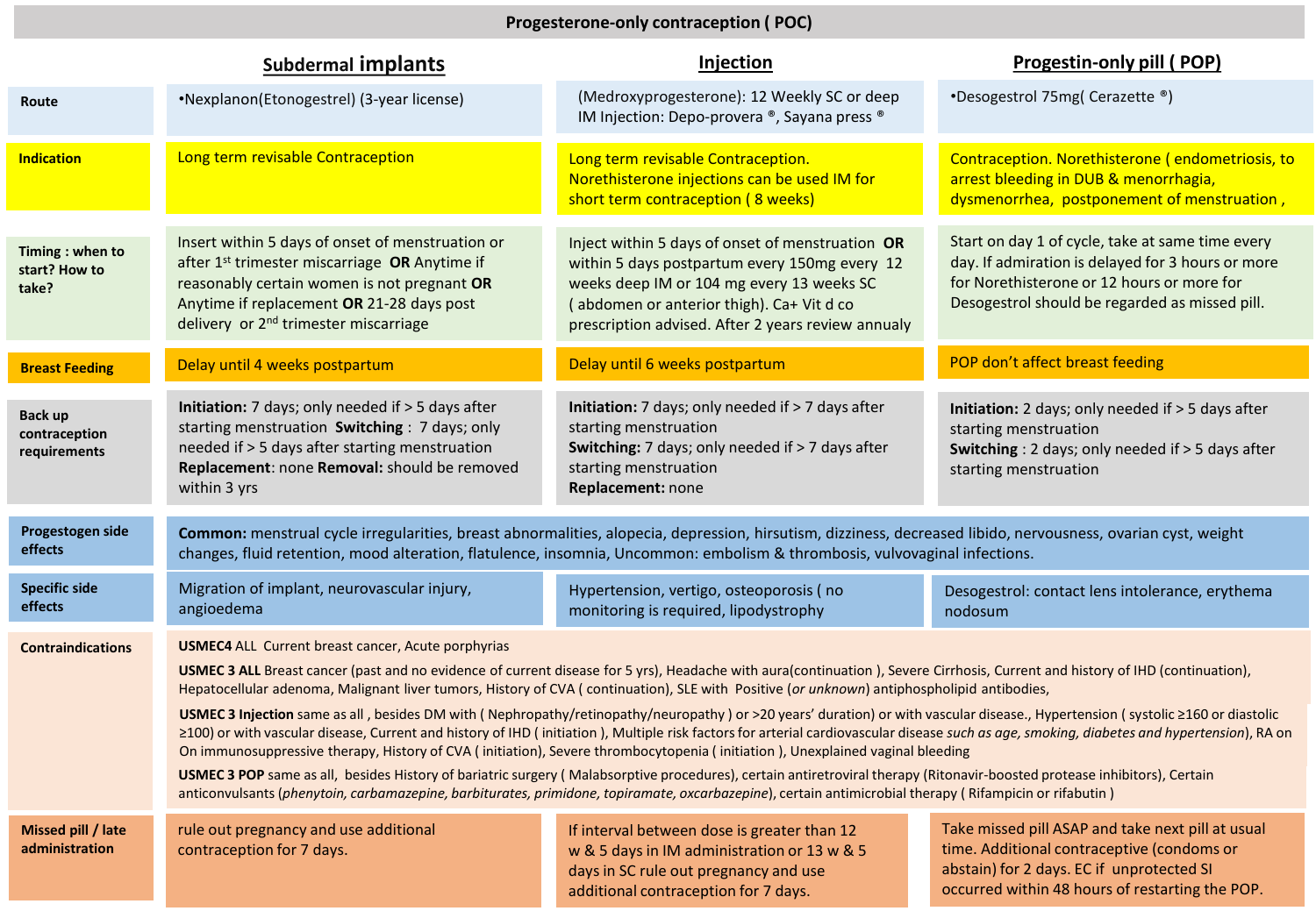# Progesterone-only contraception ( POC)

| | Subdermal implants | Injection | Progestin-only pill ( POP) |
|---|---|---|---|
| **Route** | •Nexplanon(Etonogestrel) (3-year license) | (Medroxyprogesterone): 12 Weekly SC or deep IM Injection: Depo-provera ®, Sayana press ® | •Desogestrol 75mg( Cerazette ®) |
| **Indication** | Long term revisable Contraception | Long term revisable Contraception. Norethisterone injections can be used IM for short term contraception ( 8 weeks) | Contraception. Norethisterone ( endometriosis, to arrest bleeding in DUB & menorrhagia, dysmenorrhea, postponement of menstruation , |
| **Timing : when to start? How to take?** | Insert within 5 days of onset of menstruation or after 1st trimester miscarriage **OR** Anytime if reasonably certain women is not pregnant **OR** Anytime if replacement **OR** 21-28 days post delivery or 2nd trimester miscarriage | Inject within 5 days of onset of menstruation **OR** within 5 days postpartum every 150mg every 12 weeks deep IM or 104 mg every 13 weeks SC ( abdomen or anterior thigh). Ca+ Vit d co prescription advised. After 2 years review annualy | Start on day 1 of cycle, take at same time every day. If admiration is delayed for 3 hours or more for Norethisterone or 12 hours or more for Desogestrol should be regarded as missed pill. |
| **Breast Feeding** | Delay until 4 weeks postpartum | Delay until 6 weeks postpartum | POP don't affect breast feeding |
| **Back up contraception requirements** | **Initiation:** 7 days; only needed if > 5 days after starting menstruation **Switching** : 7 days; only needed if > 5 days after starting menstruation **Replacement**: none **Removal:** should be removed within 3 yrs | **Initiation:** 7 days; only needed if > 7 days after starting menstruation **Switching:** 7 days; only needed if > 7 days after starting menstruation **Replacement:** none | **Initiation:** 2 days; only needed if > 5 days after starting menstruation **Switching** : 2 days; only needed if > 5 days after starting menstruation |
| **Progestogen side effects** | **Common:** menstrual cycle irregularities, breast abnormalities, alopecia, depression, hirsutism, dizziness, decreased libido, nervousness, ovarian cyst, weight changes, fluid retention, mood alteration, flatulence, insomnia, Uncommon: embolism & thrombosis, vulvovaginal infections. | | |
| **Specific side effects** | Migration of implant, neurovascular injury, angioedema | Hypertension, vertigo, osteoporosis ( no monitoring is required, lipodystrophy | Desogestrol: contact lens intolerance, erythema nodosum |
| **Contraindications** | **USMEC4** ALL Current breast cancer, Acute porphyrias<br><br>**USMEC 3 ALL** Breast cancer (past and no evidence of current disease for 5 yrs), Headache with aura(continuation ), Severe Cirrhosis, Current and history of IHD (continuation), Hepatocellular adenoma, Malignant liver tumors, History of CVA ( continuation), SLE with Positive (*or unknown*) antiphospholipid antibodies,<br><br>**USMEC 3 Injection** same as all , besides DM with ( Nephropathy/retinopathy/neuropathy ) or >20 years' duration) or with vascular disease., Hypertension ( systolic ≥160 or diastolic ≥100) or with vascular disease, Current and history of IHD ( initiation ), Multiple risk factors for arterial cardiovascular disease *such as age, smoking, diabetes and hypertension*), RA on On immunosuppressive therapy, History of CVA ( initiation), Severe thrombocytopenia ( initiation ), Unexplained vaginal bleeding<br><br>**USMEC 3 POP** same as all, besides History of bariatric surgery ( Malabsorptive procedures), certain antiretroviral therapy (Ritonavir-boosted protease inhibitors), Certain anticonvulsants (*phenytoin, carbamazepine, barbiturates, primidone, topiramate, oxcarbazepine*), certain antimicrobial therapy ( Rifampicin or rifabutin ) | | |
| **Missed pill / late administration** | rule out pregnancy and use additional contraception for 7 days. | If interval between dose is greater than 12 w & 5 days in IM administration or 13 w & 5 days in SC rule out pregnancy and use additional contraception for 7 days. | Take missed pill ASAP and take next pill at usual time. Additional contraceptive (condoms or abstain) for 2 days. EC if unprotected SI occurred within 48 hours of restarting the POP. |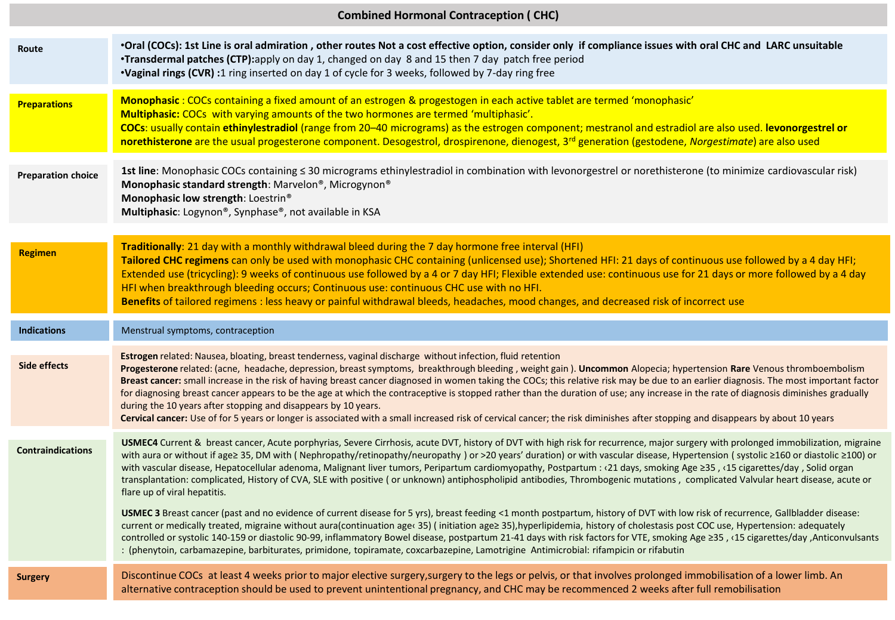## Combined Hormonal Contraception ( CHC)

| | |
|---|---|
| **Route** | •**Oral (COCs): 1st Line is oral admiration , other routes Not a cost effective option, consider only if compliance issues with oral CHC and LARC unsuitable**<br>•**Transdermal patches (CTP):**apply on day 1, changed on day 8 and 15 then 7 day patch free period<br>•**Vaginal rings (CVR) :**1 ring inserted on day 1 of cycle for 3 weeks, followed by 7-day ring free |
| **Preparations** | **Monophasic** : COCs containing a fixed amount of an estrogen & progestogen in each active tablet are termed 'monophasic'<br>**Multiphasic:** COCs with varying amounts of the two hormones are termed 'multiphasic'.<br>**COCs**: usually contain **ethinylestradiol** (range from 20–40 micrograms) as the estrogen component; mestranol and estradiol are also used. **levonorgestrel or norethisterone** are the usual progesterone component. Desogestrol, drospirenone, dienogest, 3rd generation (gestodene, *Norgestimate*) are also used |
| **Preparation choice** | **1st line**: Monophasic COCs containing ≤ 30 micrograms ethinylestradiol in combination with levonorgestrel or norethisterone (to minimize cardiovascular risk)<br>**Monophasic standard strength**: Marvelon®, Microgynon®<br>**Monophasic low strength**: Loestrin®<br>**Multiphasic**: Logynon®, Synphase®, not available in KSA |
| **Regimen** | **Traditionally**: 21 day with a monthly withdrawal bleed during the 7 day hormone free interval (HFI)<br>**Tailored CHC regimens** can only be used with monophasic CHC containing (unlicensed use); Shortened HFI: 21 days of continuous use followed by a 4 day HFI; Extended use (tricycling): 9 weeks of continuous use followed by a 4 or 7 day HFI; Flexible extended use: continuous use for 21 days or more followed by a 4 day HFI when breakthrough bleeding occurs; Continuous use: continuous CHC use with no HFI.<br>**Benefits** of tailored regimens : less heavy or painful withdrawal bleeds, headaches, mood changes, and decreased risk of incorrect use |
| **Indications** | Menstrual symptoms, contraception |
| **Side effects** | **Estrogen** related: Nausea, bloating, breast tenderness, vaginal discharge without infection, fluid retention<br>**Progesterone** related: (acne, headache, depression, breast symptoms, breakthrough bleeding , weight gain ). **Uncommon** Alopecia; hypertension **Rare** Venous thromboembolism<br>**Breast cancer:** small increase in the risk of having breast cancer diagnosed in women taking the COCs; this relative risk may be due to an earlier diagnosis. The most important factor for diagnosing breast cancer appears to be the age at which the contraceptive is stopped rather than the duration of use; any increase in the rate of diagnosis diminishes gradually during the 10 years after stopping and disappears by 10 years.<br>**Cervical cancer:** Use of for 5 years or longer is associated with a small increased risk of cervical cancer; the risk diminishes after stopping and disappears by about 10 years |
| **Contraindications** | **USMEC4** Current & breast cancer, Acute porphyrias, Severe Cirrhosis, acute DVT, history of DVT with high risk for recurrence, major surgery with prolonged immobilization, migraine with aura or without if age≥ 35, DM with ( Nephropathy/retinopathy/neuropathy ) or >20 years' duration) or with vascular disease, Hypertension ( systolic ≥160 or diastolic ≥100) or with vascular disease, Hepatocellular adenoma, Malignant liver tumors, Peripartum cardiomyopathy, Postpartum : ‹21 days, smoking Age ≥35 , ‹15 cigarettes/day , Solid organ transplantation: complicated, History of CVA, SLE with positive ( or unknown) antiphospholipid antibodies, Thrombogenic mutations , complicated Valvular heart disease, acute or flare up of viral hepatitis.<br><br>**USMEC 3** Breast cancer (past and no evidence of current disease for 5 yrs), breast feeding <1 month postpartum, history of DVT with low risk of recurrence, Gallbladder disease: current or medically treated, migraine without aura(continuation age‹ 35) ( initiation age≥ 35),hyperlipidemia, history of cholestasis post COC use, Hypertension: adequately controlled or systolic 140-159 or diastolic 90-99, inflammatory Bowel disease, postpartum 21-41 days with risk factors for VTE, smoking Age ≥35 , ‹15 cigarettes/day ,Anticonvulsants : (phenytoin, carbamazepine, barbiturates, primidone, topiramate, coxcarbazepine, Lamotrigine Antimicrobial: rifampicin or rifabutin |
| **Surgery** | Discontinue COCs at least 4 weeks prior to major elective surgery,surgery to the legs or pelvis, or that involves prolonged immobilisation of a lower limb. An alternative contraception should be used to prevent unintentional pregnancy, and CHC may be recommenced 2 weeks after full remobilisation |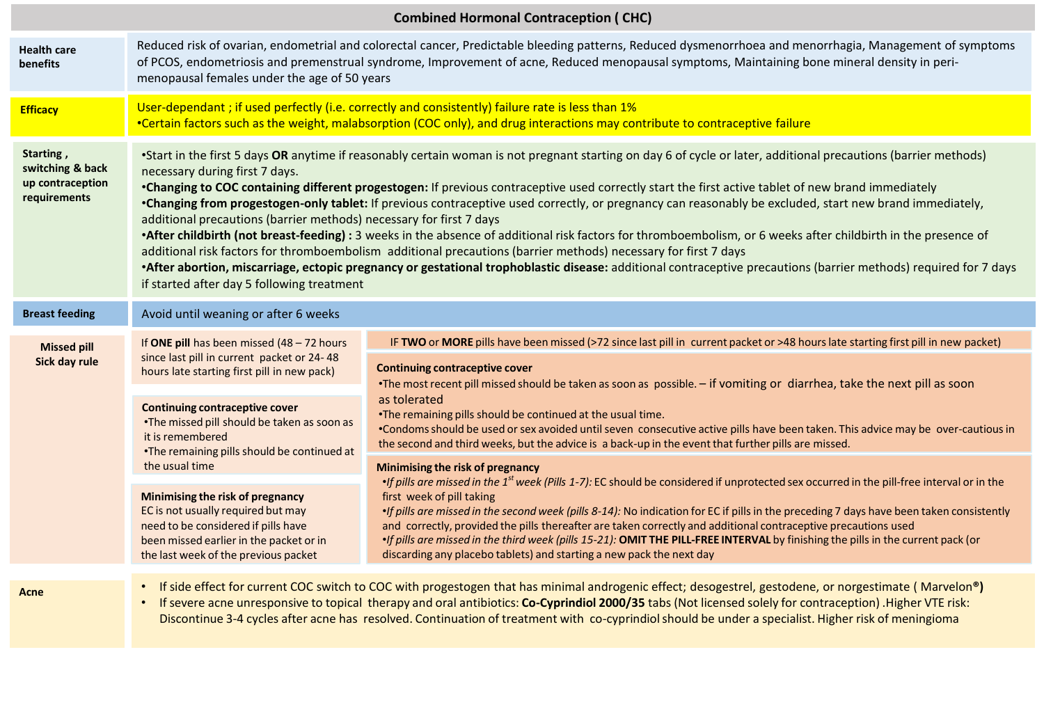# Combined Hormonal Contraception ( CHC)

**Health care benefits**

Reduced risk of ovarian, endometrial and colorectal cancer, Predictable bleeding patterns, Reduced dysmenorrhoea and menorrhagia, Management of symptoms of PCOS, endometriosis and premenstrual syndrome, Improvement of acne, Reduced menopausal symptoms, Maintaining bone mineral density in peri-menopausal females under the age of 50 years

**Efficacy**

User-dependant ; if used perfectly (i.e. correctly and consistently) failure rate is less than 1%

- Certain factors such as the weight, malabsorption (COC only), and drug interactions may contribute to contraceptive failure

**Starting , switching & back up contraception requirements**

- Start in the first 5 days **OR** anytime if reasonably certain woman is not pregnant starting on day 6 of cycle or later, additional precautions (barrier methods) necessary during first 7 days.
- **Changing to COC containing different progestogen:** If previous contraceptive used correctly start the first active tablet of new brand immediately
- **Changing from progestogen-only tablet:** If previous contraceptive used correctly, or pregnancy can reasonably be excluded, start new brand immediately, additional precautions (barrier methods) necessary for first 7 days
- **After childbirth (not breast-feeding) :** 3 weeks in the absence of additional risk factors for thromboembolism, or 6 weeks after childbirth in the presence of additional risk factors for thromboembolism additional precautions (barrier methods) necessary for first 7 days
- **After abortion, miscarriage, ectopic pregnancy or gestational trophoblastic disease:** additional contraceptive precautions (barrier methods) required for 7 days if started after day 5 following treatment

**Breast feeding**

Avoid until weaning or after 6 weeks

**Missed pill Sick day rule**

| If **ONE pill** has been missed (48 – 72 hours since last pill in current packet or 24- 48 hours late starting first pill in new pack) | IF **TWO** or **MORE** pills have been missed (>72 since last pill in current packet or >48 hours late starting first pill in new packet) |
|---|---|
| **Continuing contraceptive cover**<br>• The missed pill should be taken as soon as it is remembered<br>• The remaining pills should be continued at the usual time | **Continuing contraceptive cover**<br>• The most recent pill missed should be taken as soon as possible. – if vomiting or diarrhea, take the next pill as soon as tolerated<br>• The remaining pills should be continued at the usual time.<br>• Condoms should be used or sex avoided until seven consecutive active pills have been taken. This advice may be over-cautious in the second and third weeks, but the advice is a back-up in the event that further pills are missed. |
| **Minimising the risk of pregnancy**<br>EC is not usually required but may need to be considered if pills have been missed earlier in the packet or in the last week of the previous packet | **Minimising the risk of pregnancy**<br>• *If pills are missed in the 1st week (Pills 1-7):* EC should be considered if unprotected sex occurred in the pill-free interval or in the first week of pill taking<br>• *If pills are missed in the second week (pills 8-14):* No indication for EC if pills in the preceding 7 days have been taken consistently and correctly, provided the pills thereafter are taken correctly and additional contraceptive precautions used<br>• *If pills are missed in the third week (pills 15-21):* **OMIT THE PILL-FREE INTERVAL** by finishing the pills in the current pack (or discarding any placebo tablets) and starting a new pack the next day |

**Acne**

- If side effect for current COC switch to COC with progestogen that has minimal androgenic effect; desogestrel, gestodene, or norgestimate ( Marvelon**®**)
- If severe acne unresponsive to topical therapy and oral antibiotics: **Co-Cyprindiol 2000/35** tabs (Not licensed solely for contraception) .Higher VTE risk: Discontinue 3-4 cycles after acne has resolved. Continuation of treatment with co-cyprindiol should be under a specialist. Higher risk of meningioma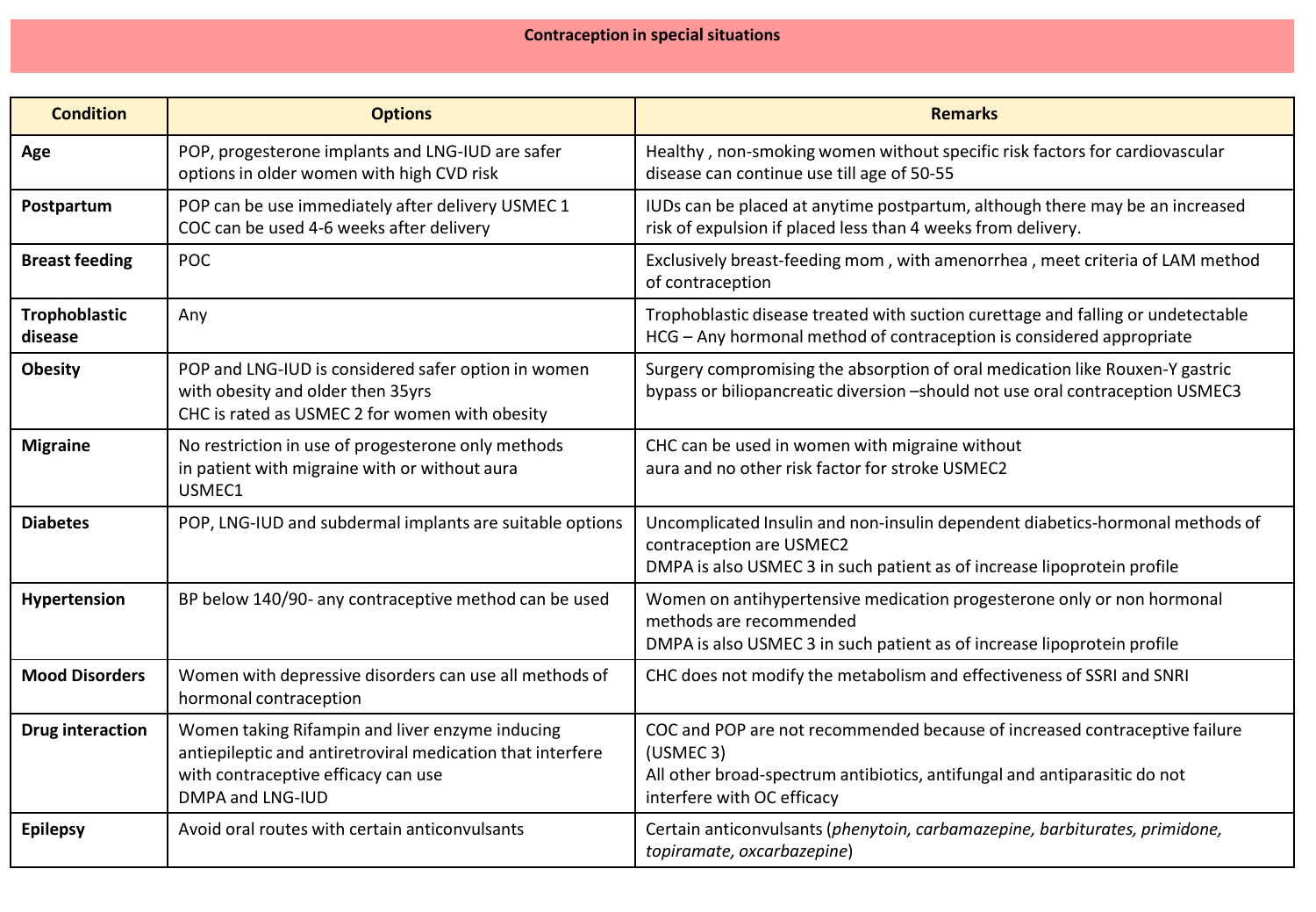**Contraception in special situations**

| Condition | Options | Remarks |
|---|---|---|
| **Age** | POP, progesterone implants and LNG-IUD are safer options in older women with high CVD risk | Healthy , non-smoking women without specific risk factors for cardiovascular disease can continue use till age of 50-55 |
| **Postpartum** | POP can be use immediately after delivery USMEC 1<br>COC can be used 4-6 weeks after delivery | IUDs can be placed at anytime postpartum, although there may be an increased risk of expulsion if placed less than 4 weeks from delivery. |
| **Breast feeding** | POC | Exclusively breast-feeding mom , with amenorrhea , meet criteria of LAM method of contraception |
| **Trophoblastic disease** | Any | Trophoblastic disease treated with suction curettage and falling or undetectable HCG – Any hormonal method of contraception is considered appropriate |
| **Obesity** | POP and LNG-IUD is considered safer option in women with obesity and older then 35yrs<br>CHC is rated as USMEC 2 for women with obesity | Surgery compromising the absorption of oral medication like Rouxen-Y gastric bypass or biliopancreatic diversion –should not use oral contraception USMEC3 |
| **Migraine** | No restriction in use of progesterone only methods in patient with migraine with or without aura<br>USMEC1 | CHC can be used in women with migraine without aura and no other risk factor for stroke USMEC2 |
| **Diabetes** | POP, LNG-IUD and subdermal implants are suitable options | Uncomplicated Insulin and non-insulin dependent diabetics-hormonal methods of contraception are USMEC2<br>DMPA is also USMEC 3 in such patient as of increase lipoprotein profile |
| **Hypertension** | BP below 140/90- any contraceptive method can be used | Women on antihypertensive medication progesterone only or non hormonal methods are recommended<br>DMPA is also USMEC 3 in such patient as of increase lipoprotein profile |
| **Mood Disorders** | Women with depressive disorders can use all methods of hormonal contraception | CHC does not modify the metabolism and effectiveness of SSRI and SNRI |
| **Drug interaction** | Women taking Rifampin and liver enzyme inducing antiepileptic and antiretroviral medication that interfere with contraceptive efficacy can use<br>DMPA and LNG-IUD | COC and POP are not recommended because of increased contraceptive failure (USMEC 3)<br>All other broad-spectrum antibiotics, antifungal and antiparasitic do not interfere with OC efficacy |
| **Epilepsy** | Avoid oral routes with certain anticonvulsants | Certain anticonvulsants (*phenytoin, carbamazepine, barbiturates, primidone, topiramate, oxcarbazepine*) |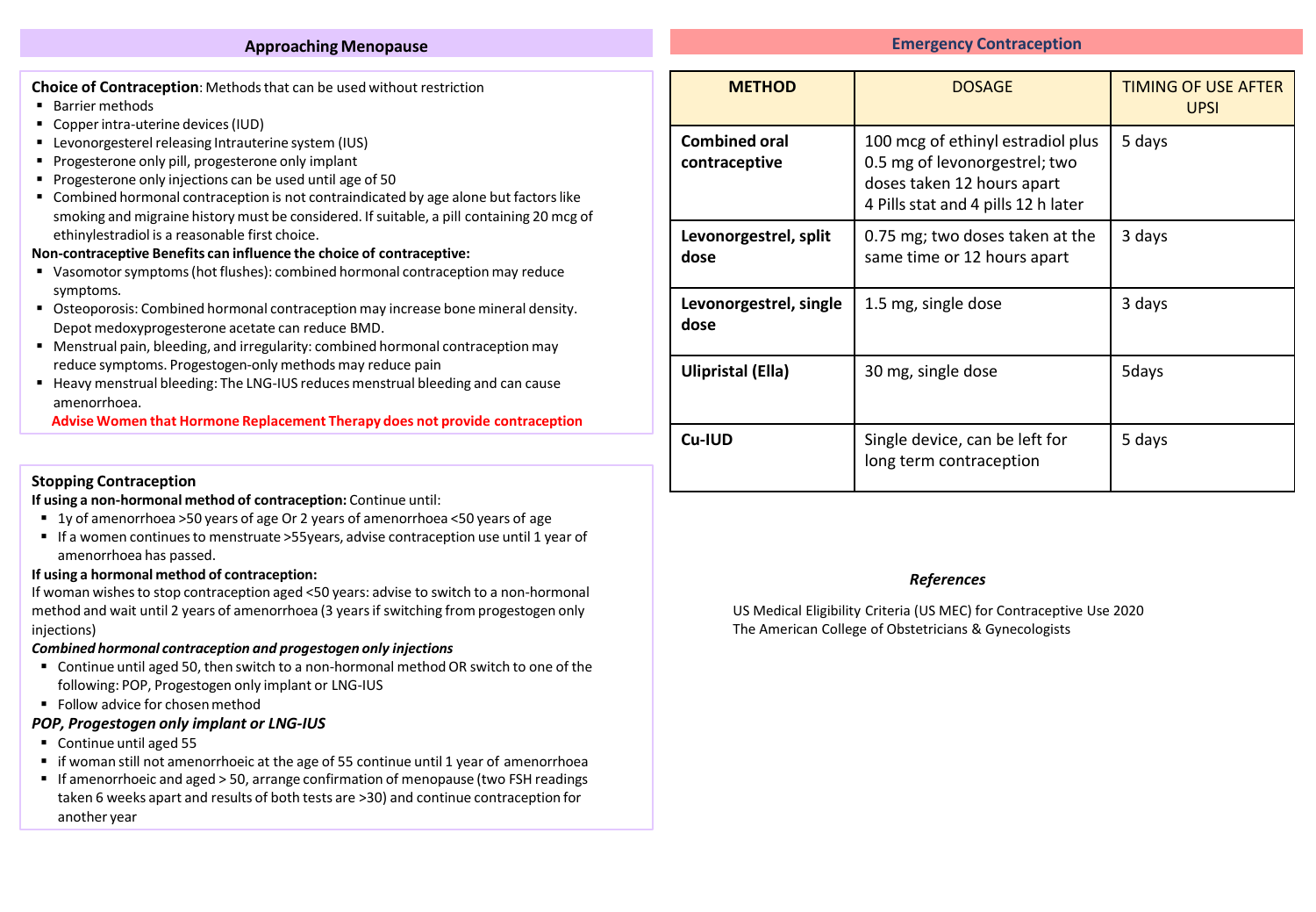## Approaching Menopause

**Choice of Contraception**: Methods that can be used without restriction

- Barrier methods
- Copper intra-uterine devices (IUD)
- Levonorgesterel releasing Intrauterine system (IUS)
- Progesterone only pill, progesterone only implant
- Progesterone only injections can be used until age of 50
- Combined hormonal contraception is not contraindicated by age alone but factors like smoking and migraine history must be considered. If suitable, a pill containing 20 mcg of ethinylestradiol is a reasonable first choice.

**Non-contraceptive Benefits can influence the choice of contraceptive:**

- Vasomotor symptoms (hot flushes): combined hormonal contraception may reduce symptoms.
- Osteoporosis: Combined hormonal contraception may increase bone mineral density. Depot medoxyprogesterone acetate can reduce BMD.
- Menstrual pain, bleeding, and irregularity: combined hormonal contraception may reduce symptoms. Progestogen-only methods may reduce pain
- Heavy menstrual bleeding: The LNG-IUS reduces menstrual bleeding and can cause amenorrhoea.

**Advise Women that Hormone Replacement Therapy does not provide contraception**

### Stopping Contraception

**If using a non-hormonal method of contraception:** Continue until:

- 1y of amenorrhoea >50 years of age Or 2 years of amenorrhoea <50 years of age
- If a women continues to menstruate >55years, advise contraception use until 1 year of amenorrhoea has passed.

**If using a hormonal method of contraception:**

If woman wishes to stop contraception aged <50 years: advise to switch to a non-hormonal method and wait until 2 years of amenorrhoea (3 years if switching from progestogen only injections)

***Combined hormonal contraception and progestogen only injections***

- Continue until aged 50, then switch to a non-hormonal method OR switch to one of the following: POP, Progestogen only implant or LNG-IUS
- Follow advice for chosen method

***POP, Progestogen only implant or LNG-IUS***

- Continue until aged 55
- if woman still not amenorrhoeic at the age of 55 continue until 1 year of amenorrhoea
- If amenorrhoeic and aged > 50, arrange confirmation of menopause (two FSH readings taken 6 weeks apart and results of both tests are >30) and continue contraception for another year

## Emergency Contraception

| METHOD | DOSAGE | TIMING OF USE AFTER UPSI |
|---|---|---|
| **Combined oral contraceptive** | 100 mcg of ethinyl estradiol plus 0.5 mg of levonorgestrel; two doses taken 12 hours apart<br>4 Pills stat and 4 pills 12 h later | 5 days |
| **Levonorgestrel, split dose** | 0.75 mg; two doses taken at the same time or 12 hours apart | 3 days |
| **Levonorgestrel, single dose** | 1.5 mg, single dose | 3 days |
| **Ulipristal (Ella)** | 30 mg, single dose | 5days |
| **Cu-IUD** | Single device, can be left for long term contraception | 5 days |

***References***

US Medical Eligibility Criteria (US MEC) for Contraceptive Use 2020
The American College of Obstetricians & Gynecologists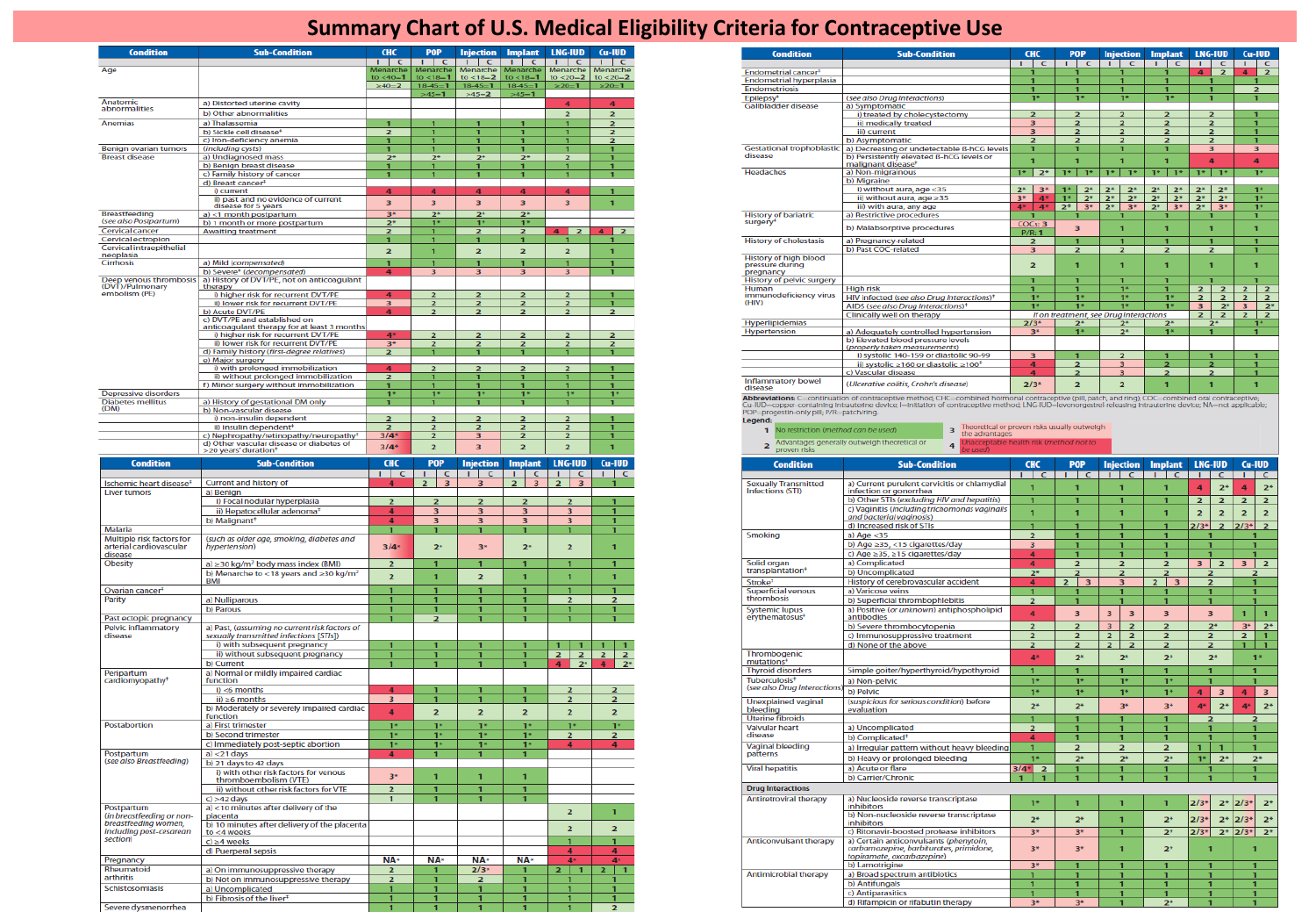# Summary Chart of U.S. Medical Eligibility Criteria for Contraceptive Use

Where a single category spans both the I and C columns, it is placed in the I column and the C column is left blank.

| Condition | Sub-Condition | CHC I | CHC C | POP I | POP C | Injection I | Injection C | Implant I | Implant C | LNG-IUD I | LNG-IUD C | Cu-IUD I | Cu-IUD C |
|---|---|---|---|---|---|---|---|---|---|---|---|---|---|
| Age | | Menarche to <40=1; ≥40=2 | | Menarche to <18=1; 18-45=1; >45=1 | | Menarche to <18=2; 18-45=1; >45=2 | | Menarche to <18=1; 18-45=1; >45=1 | | Menarche to <20=2; ≥20=1 | | Menarche to <20=2; ≥20=1 | |
| Anatomic abnormalities | a) Distorted uterine cavity | | | | | | | | | 4 | | 4 | |
| | b) Other abnormalities | | | | | | | | | 2 | | 2 | |
| Anemias | a) Thalassemia | 1 | | 1 | | 1 | | 1 | | 1 | | 2 | |
| | b) Sickle cell disease‡ | 2 | | 1 | | 1 | | 1 | | 1 | | 2 | |
| | c) Iron-deficiency anemia | 1 | | 1 | | 1 | | 1 | | 1 | | 2 | |
| Benign ovarian tumors | *(including cysts)* | 1 | | 1 | | 1 | | 1 | | 1 | | 1 | |
| Breast disease | a) Undiagnosed mass | 2* | | 2* | | 2* | | 2* | | 2 | | 1 | |
| | b) Benign breast disease | 1 | | 1 | | 1 | | 1 | | 1 | | 1 | |
| | c) Family history of cancer | 1 | | 1 | | 1 | | 1 | | 1 | | 1 | |
| | d) Breast cancer‡ | | | | | | | | | | | | |
| | i) current | 4 | | 4 | | 4 | | 4 | | 4 | | 1 | |
| | ii) past and no evidence of current disease for 5 years | 3 | | 3 | | 3 | | 3 | | 3 | | 1 | |
| Breastfeeding *(see also Postpartum)* | a) <1 month postpartum | 3* | | 2* | | 2* | | 2* | | | | | |
| | b) 1 month or more postpartum | 2* | | 1* | | 1* | | 1* | | | | | |
| Cervical cancer | Awaiting treatment | 2 | | 1 | | 2 | | 2 | | 4 | 2 | 4 | 2 |
| Cervical ectropion | | 1 | | 1 | | 1 | | 1 | | 1 | | 1 | |
| Cervical intraepithelial neoplasia | | 2 | | 1 | | 2 | | 2 | | 2 | | 1 | |
| Cirrhosis | a) Mild *(compensated)* | 1 | | 1 | | 1 | | 1 | | 1 | | 1 | |
| | b) Severe‡ *(decompensated)* | 4 | | 3 | | 3 | | 3 | | 3 | | 1 | |
| Deep venous thrombosis (DVT)/Pulmonary embolism (PE) | a) History of DVT/PE, not on anticoagulant therapy | | | | | | | | | | | | |
| | i) higher risk for recurrent DVT/PE | 4 | | 2 | | 2 | | 2 | | 2 | | 1 | |
| | ii) lower risk for recurrent DVT/PE | 3 | | 2 | | 2 | | 2 | | 2 | | 1 | |
| | b) Acute DVT/PE | 4 | | 2 | | 2 | | 2 | | 2 | | 2 | |
| | c) DVT/PE and established on anticoagulant therapy for at least 3 months | | | | | | | | | | | | |
| | i) higher risk for recurrent DVT/PE | 4* | | 2 | | 2 | | 2 | | 2 | | 2 | |
| | ii) lower risk for recurrent DVT/PE | 3* | | 2 | | 2 | | 2 | | 2 | | 2 | |
| | d) Family history *(first-degree relatives)* | 2 | | 1 | | 1 | | 1 | | 1 | | 1 | |
| | e) Major surgery | | | | | | | | | | | | |
| | i) with prolonged immobilization | 4 | | 2 | | 2 | | 2 | | 2 | | 1 | |
| | ii) without prolonged immobilization | 2 | | 1 | | 1 | | 1 | | 1 | | 1 | |
| | f) Minor surgery without immobilization | 1 | | 1 | | 1 | | 1 | | 1 | | 1 | |
| Depressive disorders | | 1* | | 1* | | 1* | | 1* | | 1* | | 1* | |
| Diabetes mellitus (DM) | a) History of gestational DM only | 1 | | 1 | | 1 | | 1 | | 1 | | 1 | |
| | b) Non-vascular disease | | | | | | | | | | | | |
| | i) non-insulin dependent | 2 | | 2 | | 2 | | 2 | | 2 | | 1 | |
| | ii) insulin dependent‡ | 2 | | 2 | | 2 | | 2 | | 2 | | 1 | |
| | c) Nephropathy/retinopathy/neuropathy‡ | 3/4* | | 2 | | 3 | | 2 | | 2 | | 1 | |
| | d) Other vascular disease or diabetes of >20 years' duration‡ | 3/4* | | 2 | | 3 | | 2 | | 2 | | 1 | |
| Ischemic heart disease‡ | Current and history of | 4 | | 2 | 3 | 3 | | 2 | 3 | 2 | 3 | 1 | |
| Liver tumors | a) Benign | | | | | | | | | | | | |
| | i) Focal nodular hyperplasia | 2 | | 2 | | 2 | | 2 | | 2 | | 1 | |
| | ii) Hepatocellular adenoma‡ | 4 | | 3 | | 3 | | 3 | | 3 | | 1 | |
| | b) Malignant‡ | 4 | | 3 | | 3 | | 3 | | 3 | | 1 | |
| Malaria | | 1 | | 1 | | 1 | | 1 | | 1 | | 1 | |
| Multiple risk factors for arterial cardiovascular disease | *(such as older age, smoking, diabetes and hypertension)* | 3/4* | | 2* | | 3* | | 2* | | 2 | | 1 | |
| Obesity | a) ≥30 kg/m² body mass index (BMI) | 2 | | 1 | | 1 | | 1 | | 1 | | 1 | |
| | b) Menarche to <18 years and ≥30 kg/m² BMI | 2 | | 1 | | 2 | | 1 | | 1 | | 1 | |
| Ovarian cancer‡ | | 1 | | 1 | | 1 | | 1 | | 1 | | 1 | |
| Parity | a) Nulliparous | 1 | | 1 | | 1 | | 1 | | 2 | | 2 | |
| | b) Parous | 1 | | 1 | | 1 | | 1 | | 1 | | 1 | |
| Past ectopic pregnancy | | 1 | | 2 | | 1 | | 1 | | 1 | | 1 | |
| Pelvic inflammatory disease | a) Past, *(assuming no current risk factors of sexually transmitted infections [STIs])* | | | | | | | | | | | | |
| | i) with subsequent pregnancy | 1 | | 1 | | 1 | | 1 | | 1 | 1 | 1 | 1 |
| | ii) without subsequent pregnancy | 1 | | 1 | | 1 | | 1 | | 2 | 2 | 2 | 2 |
| | b) Current | 1 | | 1 | | 1 | | 1 | | 4 | 2* | 4 | 2* |
| Peripartum cardiomyopathy‡ | a) Normal or mildly impaired cardiac function | | | | | | | | | | | | |
| | i) <6 months | 4 | | 1 | | 1 | | 1 | | 2 | | 2 | |
| | ii) ≥6 months | 3 | | 1 | | 1 | | 1 | | 2 | | 2 | |
| | b) Moderately or severely impaired cardiac function | 4 | | 2 | | 2 | | 2 | | 2 | | 2 | |
| Postabortion | a) First trimester | 1* | | 1* | | 1* | | 1* | | 1* | | 1* | |
| | b) Second trimester | 1* | | 1* | | 1* | | 1* | | 2 | | 2 | |
| | c) Immediately post-septic abortion | 1* | | 1* | | 1* | | 1* | | 4 | | 4 | |
| Postpartum *(see also Breastfeeding)* | a) <21 days | 4 | | 1 | | 1 | | 1 | | | | | |
| | b) 21 days to 42 days | | | | | | | | | | | | |
| | i) with other risk factors for venous thromboembolism (VTE) | 3* | | 1 | | 1 | | 1 | | | | | |
| | ii) without other risk factors for VTE | 2 | | 1 | | 1 | | 1 | | | | | |
| | c) >42 days | 1 | | 1 | | 1 | | 1 | | | | | |
| Postpartum *(in breastfeeding or non-breastfeeding women, including post-cesarean section)* | a) <10 minutes after delivery of the placenta | | | | | | | | | 2 | | 1 | |
| | b) 10 minutes after delivery of the placenta to <4 weeks | | | | | | | | | 2 | | 2 | |
| | c) ≥4 weeks | | | | | | | | | 1 | | 1 | |
| | d) Puerperal sepsis | | | | | | | | | 4 | | 4 | |
| Pregnancy | | NA* | | NA* | | NA* | | NA* | | 4* | | 4* | |
| Rheumatoid arthritis | a) On immunosuppressive therapy | 2 | | 1 | | 2/3* | | 1 | | 2 | 1 | 2 | 1 |
| | b) Not on immunosuppressive therapy | 2 | | 1 | | 2 | | 1 | | 1 | | 1 | |
| Schistosomiasis | a) Uncomplicated | 1 | | 1 | | 1 | | 1 | | 1 | | 1 | |
| | b) Fibrosis of the liver‡ | 1 | | 1 | | 1 | | 1 | | 1 | | 1 | |
| Severe dysmenorrhea | | 1 | | 1 | | 1 | | 1 | | 1 | | 2 | |
| Endometrial cancer‡ | | 1 | | 1 | | 1 | | 1 | | 4 | 2 | 4 | 2 |
| Endometrial hyperplasia | | 1 | | 1 | | 1 | | 1 | | 1 | | 1 | |
| Endometriosis | | 1 | | 1 | | 1 | | 1 | | 1 | | 2 | |
| Epilepsy‡ | *(see also Drug Interactions)* | 1* | | 1* | | 1* | | 1* | | 1 | | 1 | |
| Gallbladder disease | a) Symptomatic | | | | | | | | | | | | |
| | i) treated by cholecystectomy | 2 | | 2 | | 2 | | 2 | | 2 | | 1 | |
| | ii) medically treated | 3 | | 2 | | 2 | | 2 | | 2 | | 1 | |
| | iii) current | 3 | | 2 | | 2 | | 2 | | 2 | | 1 | |
| | b) Asymptomatic | 2 | | 2 | | 2 | | 2 | | 2 | | 1 | |
| Gestational trophoblastic disease | a) Decreasing or undetectable β-hCG levels | 1 | | 1 | | 1 | | 1 | | 3 | | 3 | |
| | b) Persistently elevated β-hCG levels or malignant disease‡ | 1 | | 1 | | 1 | | 1 | | 4 | | 4 | |
| Headaches | a) Non-migrainous | 1* | 2* | 1* | 1* | 1* | 1* | 1* | 1* | 1* | 1* | 1* | |
| | b) Migraine | | | | | | | | | | | | |
| | i) without aura, age <35 | 2* | 3* | 1* | 2* | 2* | 2* | 2* | 2* | 2* | 2* | 1* | |
| | ii) without aura, age ≥35 | 3* | 4* | 1* | 2* | 2* | 2* | 2* | 2* | 2* | 2* | 1* | |
| | iii) with aura, any age | 4* | 4* | 2* | 3* | 2* | 3* | 2* | 3* | 2* | 3* | 1* | |
| History of bariatric surgery‡ | a) Restrictive procedures | 1 | | 1 | | 1 | | 1 | | 1 | | 1 | |
| | b) Malabsorptive procedures | COCs: 3; P/R: 1 | | 3 | | 1 | | 1 | | 1 | | 1 | |
| History of cholestasis | a) Pregnancy-related | 2 | | 1 | | 1 | | 1 | | 1 | | 1 | |
| | b) Past COC-related | 3 | | 2 | | 2 | | 2 | | 2 | | 1 | |
| History of high blood pressure during pregnancy | | 2 | | 1 | | 1 | | 1 | | 1 | | 1 | |
| History of pelvic surgery | | 1 | | 1 | | 1 | | 1 | | 1 | | 1 | |
| Human immunodeficiency virus (HIV) | High risk | 1 | | 1 | | 1* | | 1 | | 2 | 2 | 2 | 2 |
| | HIV infected *(see also Drug Interactions)*‡ | 1* | | 1* | | 1* | | 1* | | 2 | 2 | 2 | 2 |
| | AIDS *(see also Drug Interactions)*‡ | 1* | | 1* | | 1* | | 1* | | 3 | 2* | 3 | 2* |
| | Clinically well on therapy | *If on treatment, see Drug Interactions* | | | | | | | | 2 | 2 | 2 | 2 |
| Hyperlipidemias | | 2/3* | | 2* | | 2* | | 2* | | 2* | | 1* | |
| Hypertension | a) Adequately controlled hypertension | 3* | | 1* | | 2* | | 1* | | 1 | | 1 | |
| | b) Elevated blood pressure levels *(properly taken measurements)* | | | | | | | | | | | | |
| | i) systolic 140-159 or diastolic 90-99 | 3 | | 1 | | 2 | | 1 | | 1 | | 1 | |
| | ii) systolic ≥160 or diastolic ≥100‡ | 4 | | 2 | | 3 | | 2 | | 2 | | 1 | |
| | c) Vascular disease | 4 | | 2 | | 3 | | 2 | | 2 | | 1 | |
| Inflammatory bowel disease | *(Ulcerative colitis, Crohn's disease)* | 2/3* | | 2 | | 2 | | 1 | | 1 | | 1 | |
| Sexually Transmitted Infections (STI) | a) Current purulent cervicitis or chlamydial infection or gonorrhea | 1 | | 1 | | 1 | | 1 | | 4 | 2* | 4 | 2* |
| | b) Other STIs *(excluding HIV and hepatitis)* | 1 | | 1 | | 1 | | 1 | | 2 | 2 | 2 | 2 |
| | c) Vaginitis *(including trichomonas vaginalis and bacterial vaginosis)* | 1 | | 1 | | 1 | | 1 | | 2 | 2 | 2 | 2 |
| | d) Increased risk for STIs | 1 | | 1 | | 1 | | 1 | | 2/3* | 2 | 2/3* | 2 |
| Smoking | a) Age <35 | 2 | | 1 | | 1 | | 1 | | 1 | | 1 | |
| | b) Age ≥35, <15 cigarettes/day | 3 | | 1 | | 1 | | 1 | | 1 | | 1 | |
| | c) Age ≥35, ≥15 cigarettes/day | 4 | | 1 | | 1 | | 1 | | 1 | | 1 | |
| Solid organ transplantation‡ | a) Complicated | 4 | | 2 | | 2 | | 2 | | 3 | 2 | 3 | 2 |
| | b) Uncomplicated | 2* | | 2 | | 2 | | 2 | | 2 | | 2 | |
| Stroke‡ | History of cerebrovascular accident | 4 | | 2 | 3 | 3 | | 2 | 3 | 2 | | 1 | |
| Superficial venous thrombosis | a) Varicose veins | 1 | | 1 | | 1 | | 1 | | 1 | | 1 | |
| | b) Superficial thrombophlebitis | 3 | | 1 | | 1 | | 1 | | 1 | | 1 | |
| Systemic lupus erythematosus‡ | a) Positive *(or unknown)* antiphospholipid antibodies | 4 | | 3 | | 3 | 3 | 3 | | 3 | | 1 | 1 |
| | b) Severe thrombocytopenia | 2 | | 2 | | 3 | 2 | 2 | | 2* | | 3* | 2* |
| | c) Immunosuppressive treatment | 2 | | 2 | | 2 | 2 | 2 | | 2 | | 2 | 1 |
| | d) None of the above | 2 | | 2 | | 2 | 2 | 2 | | 2 | | 1 | 1 |
| Thrombogenic mutations‡ | | 4* | | 2* | | 2* | | 2* | | 2* | | 1* | |
| Thyroid disorders | Simple goiter/hyperthyroid/hypothyroid | 1 | | 1 | | 1 | | 1 | | 1 | | 1 | |
| Tuberculosis‡ *(see also Drug Interactions)* | a) Non-pelvic | 1* | | 1* | | 1* | | 1* | | 1 | | 1 | |
| | b) Pelvic | 1* | | 1* | | 1* | | 1* | | 4 | 3 | 4 | 3 |
| Unexplained vaginal bleeding | *(suspicious for serious condition)* before evaluation | 2* | | 2* | | 3* | | 3* | | 4* | 2* | 4* | 2* |
| Uterine fibroids | | 1 | | 1 | | 1 | | 1 | | 2 | | 2 | |
| Valvular heart disease | a) Uncomplicated | 2 | | 1 | | 1 | | 1 | | 1 | | 1 | |
| | b) Complicated‡ | 4 | | 1 | | 1 | | 1 | | 1 | | 1 | |
| Vaginal bleeding patterns | a) Irregular pattern without heavy bleeding | 1 | | 2 | | 2 | | 2 | | 1 | 1 | 1 | |
| | b) Heavy or prolonged bleeding | 1* | | 2* | | 2* | | 2* | | 1* | 2* | 2* | |
| Viral hepatitis | a) Acute or flare | 3/4* | 2 | 1 | | 1 | | 1 | | 1 | | 1 | |
| | b) Carrier/Chronic | 1 | 1 | 1 | | 1 | | 1 | | 1 | | 1 | |
| **Drug Interactions** | | | | | | | | | | | | | |
| Antiretroviral therapy | a) Nucleoside reverse transcriptase inhibitors | 1* | | 1 | | 1 | | 1 | | 2/3* | 2* | 2/3* | 2* |
| | b) Non-nucleoside reverse transcriptase inhibitors | 2* | | 2* | | 1 | | 2* | | 2/3* | 2* | 2/3* | 2* |
| | c) Ritonavir-boosted protease inhibitors | 3* | | 3* | | 1 | | 2* | | 2/3* | 2* | 2/3* | 2* |
| Anticonvulsant therapy | a) Certain anticonvulsants *(phenytoin, carbamazepine, barbiturates, primidone, topiramate, oxcarbazepine)* | 3* | | 3* | | 1 | | 2* | | 1 | | 1 | |
| | b) Lamotrigine | 3* | | 1 | | 1 | | 1 | | 1 | | 1 | |
| Antimicrobial therapy | a) Broad spectrum antibiotics | 1 | | 1 | | 1 | | 1 | | 1 | | 1 | |
| | b) Antifungals | 1 | | 1 | | 1 | | 1 | | 1 | | 1 | |
| | c) Antiparasitics | 1 | | 1 | | 1 | | 1 | | 1 | | 1 | |
| | d) Rifampicin or rifabutin therapy | 3* | | 3* | | 1* | | 2* | | 1 | | 1 | |

**Abbreviations:** C=continuation of contraceptive method; CHC=combined hormonal contraceptive (pill, patch, and ring); COC=combined oral contraceptive; Cu-IUD=copper-containing intrauterine device; I=initiation of contraceptive method; LNG-IUD=levonorgestrel-releasing intrauterine device; NA=not applicable; POP=progestin-only pill; P/R=patch/ring.

**Legend:**

- 1 — No restriction (method can be used)
- 2 — Advantages generally outweigh theoretical or proven risks
- 3 — Theoretical or proven risks usually outweigh the advantages
- 4 — Unacceptable health risk (method not to be used)